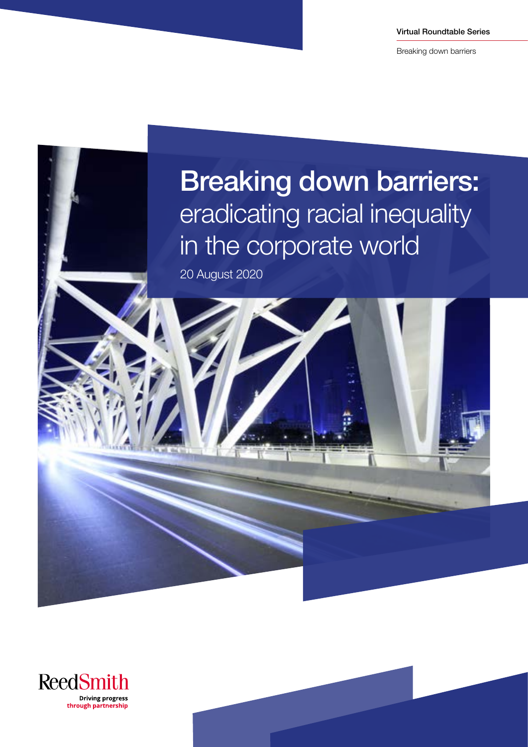Virtual Roundtable Series

Breaking down barriers

# Breaking down barriers: eradicating racial inequality in the corporate world

20 August 2020

ReedSmith

Driving progress through partnership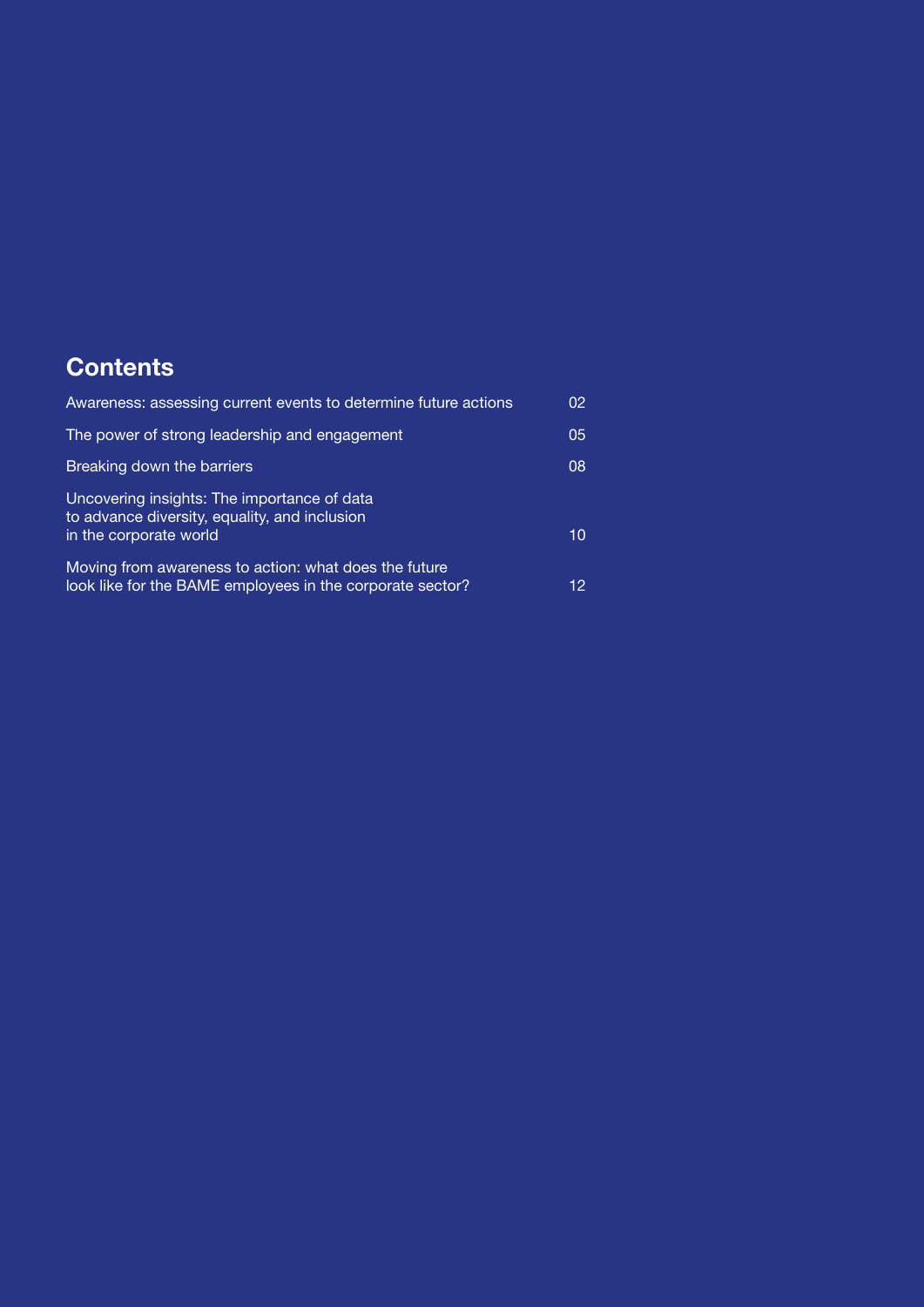## Contents

| | |
|---|---|
| Awareness: assessing current events to determine future actions | 02 |
| The power of strong leadership and engagement | 05 |
| Breaking down the barriers | 08 |
| Uncovering insights: The importance of data to advance diversity, equality, and inclusion in the corporate world | 10 |
| Moving from awareness to action: what does the future look like for the BAME employees in the corporate sector? | 12 |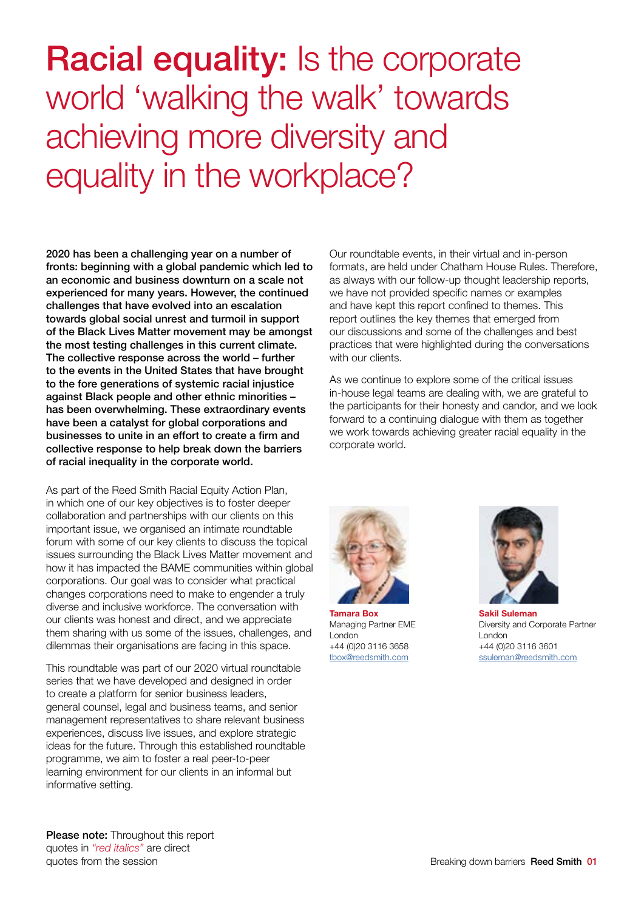# **Racial equality:** Is the corporate world 'walking the walk' towards achieving more diversity and equality in the workplace?

**2020 has been a challenging year on a number of fronts: beginning with a global pandemic which led to an economic and business downturn on a scale not experienced for many years. However, the continued challenges that have evolved into an escalation towards global social unrest and turmoil in support of the Black Lives Matter movement may be amongst the most testing challenges in this current climate. The collective response across the world – further to the events in the United States that have brought to the fore generations of systemic racial injustice against Black people and other ethnic minorities – has been overwhelming. These extraordinary events have been a catalyst for global corporations and businesses to unite in an effort to create a firm and collective response to help break down the barriers of racial inequality in the corporate world.**

As part of the Reed Smith Racial Equity Action Plan, in which one of our key objectives is to foster deeper collaboration and partnerships with our clients on this important issue, we organised an intimate roundtable forum with some of our key clients to discuss the topical issues surrounding the Black Lives Matter movement and how it has impacted the BAME communities within global corporations. Our goal was to consider what practical changes corporations need to make to engender a truly diverse and inclusive workforce. The conversation with our clients was honest and direct, and we appreciate them sharing with us some of the issues, challenges, and dilemmas their organisations are facing in this space.

This roundtable was part of our 2020 virtual roundtable series that we have developed and designed in order to create a platform for senior business leaders, general counsel, legal and business teams, and senior management representatives to share relevant business experiences, discuss live issues, and explore strategic ideas for the future. Through this established roundtable programme, we aim to foster a real peer-to-peer learning environment for our clients in an informal but informative setting.

Our roundtable events, in their virtual and in-person formats, are held under Chatham House Rules. Therefore, as always with our follow-up thought leadership reports, we have not provided specific names or examples and have kept this report confined to themes. This report outlines the key themes that emerged from our discussions and some of the challenges and best practices that were highlighted during the conversations with our clients.

As we continue to explore some of the critical issues in-house legal teams are dealing with, we are grateful to the participants for their honesty and candor, and we look forward to a continuing dialogue with them as together we work towards achieving greater racial equality in the corporate world.

**Tamara Box**
Managing Partner EME
London
+44 (0)20 3116 3658
tbox@reedsmith.com

**Sakil Suleman**
Diversity and Corporate Partner
London
+44 (0)20 3116 3601
ssuleman@reedsmith.com

**Please note:** Throughout this report quotes in *"red italics"* are direct quotes from the session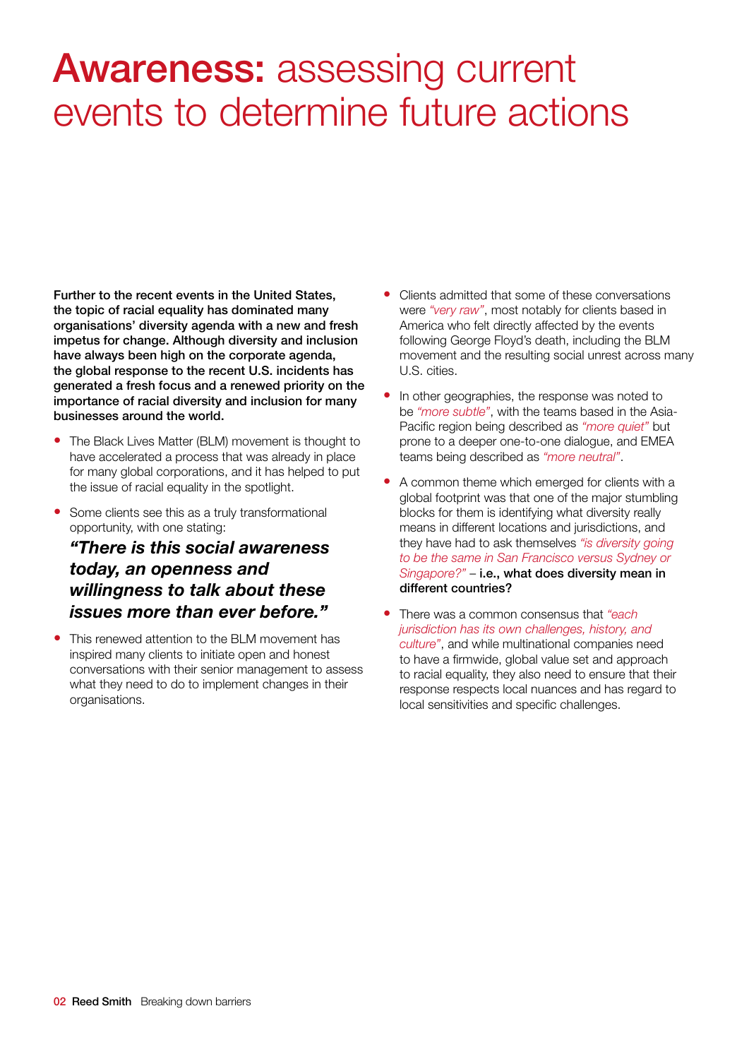# **Awareness:** assessing current events to determine future actions

**Further to the recent events in the United States, the topic of racial equality has dominated many organisations' diversity agenda with a new and fresh impetus for change. Although diversity and inclusion have always been high on the corporate agenda, the global response to the recent U.S. incidents has generated a fresh focus and a renewed priority on the importance of racial diversity and inclusion for many businesses around the world.**

- The Black Lives Matter (BLM) movement is thought to have accelerated a process that was already in place for many global corporations, and it has helped to put the issue of racial equality in the spotlight.
- Some clients see this as a truly transformational opportunity, with one stating:

  ***"There is this social awareness today, an openness and willingness to talk about these issues more than ever before."***

- This renewed attention to the BLM movement has inspired many clients to initiate open and honest conversations with their senior management to assess what they need to do to implement changes in their organisations.
- Clients admitted that some of these conversations were *"very raw"*, most notably for clients based in America who felt directly affected by the events following George Floyd's death, including the BLM movement and the resulting social unrest across many U.S. cities.
- In other geographies, the response was noted to be *"more subtle"*, with the teams based in the Asia-Pacific region being described as *"more quiet"* but prone to a deeper one-to-one dialogue, and EMEA teams being described as *"more neutral"*.
- A common theme which emerged for clients with a global footprint was that one of the major stumbling blocks for them is identifying what diversity really means in different locations and jurisdictions, and they have had to ask themselves *"is diversity going to be the same in San Francisco versus Sydney or Singapore?"* – **i.e., what does diversity mean in different countries?**
- There was a common consensus that *"each jurisdiction has its own challenges, history, and culture"*, and while multinational companies need to have a firmwide, global value set and approach to racial equality, they also need to ensure that their response respects local nuances and has regard to local sensitivities and specific challenges.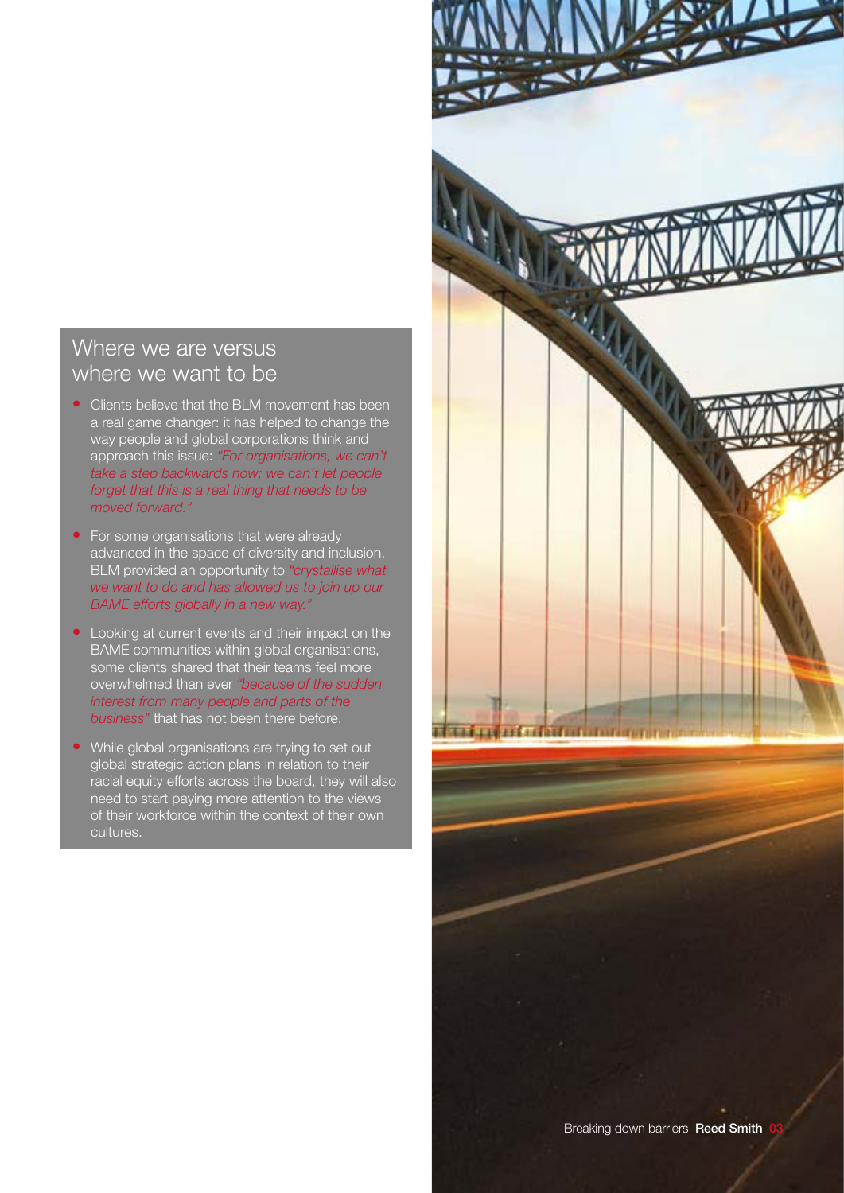## Where we are versus where we want to be

- Clients believe that the BLM movement has been a real game changer: it has helped to change the way people and global corporations think and approach this issue: *"For organisations, we can't take a step backwards now; we can't let people forget that this is a real thing that needs to be moved forward."*
- For some organisations that were already advanced in the space of diversity and inclusion, BLM provided an opportunity to *"crystallise what we want to do and has allowed us to join up our BAME efforts globally in a new way."*
- Looking at current events and their impact on the BAME communities within global organisations, some clients shared that their teams feel more overwhelmed than ever *"because of the sudden interest from many people and parts of the business"* that has not been there before.
- While global organisations are trying to set out global strategic action plans in relation to their racial equity efforts across the board, they will also need to start paying more attention to the views of their workforce within the context of their own cultures.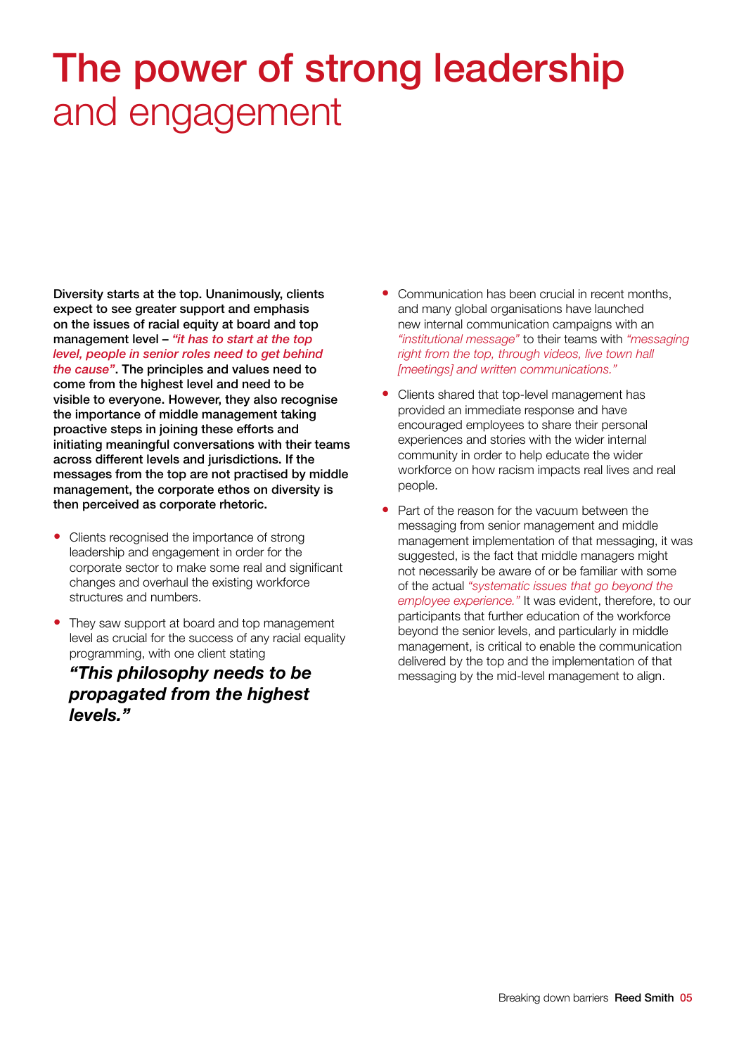# The power of strong leadership and engagement

**Diversity starts at the top. Unanimously, clients expect to see greater support and emphasis on the issues of racial equity at board and top management level – *"it has to start at the top level, people in senior roles need to get behind the cause"*. The principles and values need to come from the highest level and need to be visible to everyone. However, they also recognise the importance of middle management taking proactive steps in joining these efforts and initiating meaningful conversations with their teams across different levels and jurisdictions. If the messages from the top are not practised by middle management, the corporate ethos on diversity is then perceived as corporate rhetoric.**

- Clients recognised the importance of strong leadership and engagement in order for the corporate sector to make some real and significant changes and overhaul the existing workforce structures and numbers.
- They saw support at board and top management level as crucial for the success of any racial equality programming, with one client stating

  ***"This philosophy needs to be propagated from the highest levels."***

- Communication has been crucial in recent months, and many global organisations have launched new internal communication campaigns with an *"institutional message"* to their teams with *"messaging right from the top, through videos, live town hall [meetings] and written communications."*
- Clients shared that top-level management has provided an immediate response and have encouraged employees to share their personal experiences and stories with the wider internal community in order to help educate the wider workforce on how racism impacts real lives and real people.
- Part of the reason for the vacuum between the messaging from senior management and middle management implementation of that messaging, it was suggested, is the fact that middle managers might not necessarily be aware of or be familiar with some of the actual *"systematic issues that go beyond the employee experience."* It was evident, therefore, to our participants that further education of the workforce beyond the senior levels, and particularly in middle management, is critical to enable the communication delivered by the top and the implementation of that messaging by the mid-level management to align.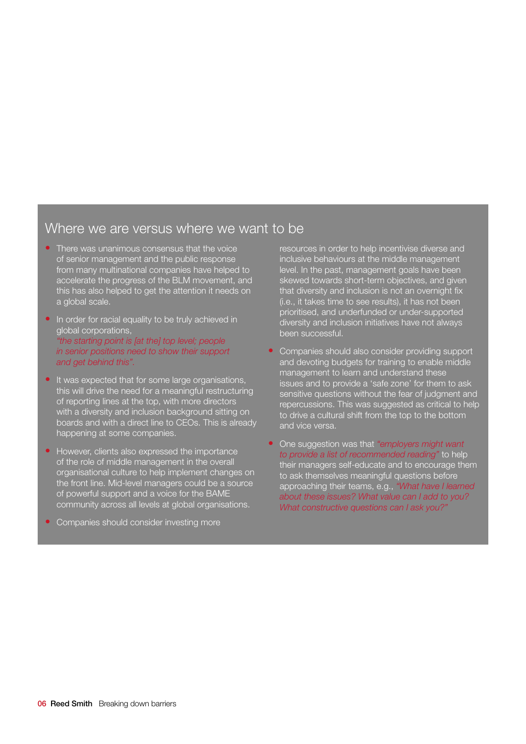## Where we are versus where we want to be

- There was unanimous consensus that the voice of senior management and the public response from many multinational companies have helped to accelerate the progress of the BLM movement, and this has also helped to get the attention it needs on a global scale.
- In order for racial equality to be truly achieved in global corporations, *"the starting point is [at the] top level; people in senior positions need to show their support and get behind this".*
- It was expected that for some large organisations, this will drive the need for a meaningful restructuring of reporting lines at the top, with more directors with a diversity and inclusion background sitting on boards and with a direct line to CEOs. This is already happening at some companies.
- However, clients also expressed the importance of the role of middle management in the overall organisational culture to help implement changes on the front line. Mid-level managers could be a source of powerful support and a voice for the BAME community across all levels at global organisations.
- Companies should consider investing more resources in order to help incentivise diverse and inclusive behaviours at the middle management level. In the past, management goals have been skewed towards short-term objectives, and given that diversity and inclusion is not an overnight fix (i.e., it takes time to see results), it has not been prioritised, and underfunded or under-supported diversity and inclusion initiatives have not always been successful.
- Companies should also consider providing support and devoting budgets for training to enable middle management to learn and understand these issues and to provide a 'safe zone' for them to ask sensitive questions without the fear of judgment and repercussions. This was suggested as critical to help to drive a cultural shift from the top to the bottom and vice versa.
- One suggestion was that *"employers might want to provide a list of recommended reading"* to help their managers self-educate and to encourage them to ask themselves meaningful questions before approaching their teams, e.g., *"What have I learned about these issues? What value can I add to you? What constructive questions can I ask you?"*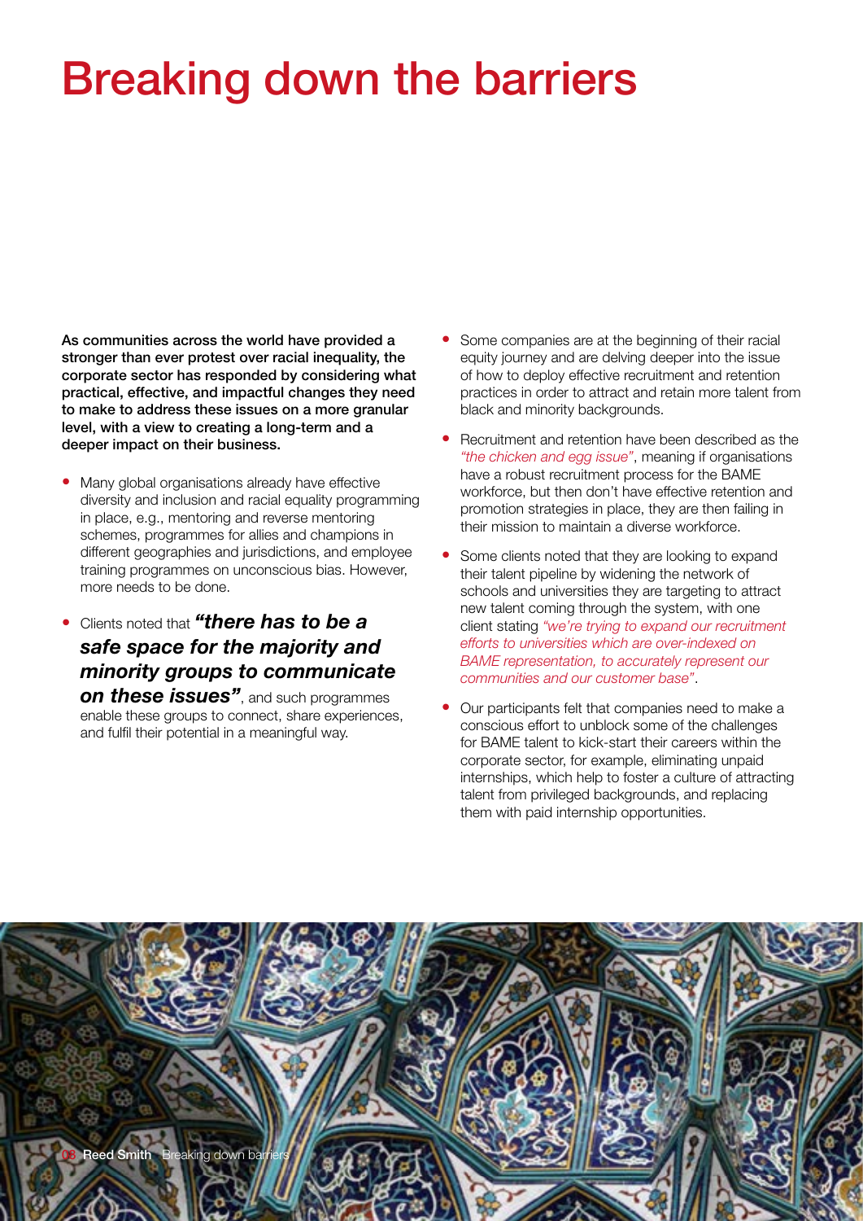# Breaking down the barriers

**As communities across the world have provided a stronger than ever protest over racial inequality, the corporate sector has responded by considering what practical, effective, and impactful changes they need to make to address these issues on a more granular level, with a view to creating a long-term and a deeper impact on their business.**

- Many global organisations already have effective diversity and inclusion and racial equality programming in place, e.g., mentoring and reverse mentoring schemes, programmes for allies and champions in different geographies and jurisdictions, and employee training programmes on unconscious bias. However, more needs to be done.
- Clients noted that ***"there has to be a safe space for the majority and minority groups to communicate on these issues"***, and such programmes enable these groups to connect, share experiences, and fulfil their potential in a meaningful way.
- Some companies are at the beginning of their racial equity journey and are delving deeper into the issue of how to deploy effective recruitment and retention practices in order to attract and retain more talent from black and minority backgrounds.
- Recruitment and retention have been described as the *"the chicken and egg issue"*, meaning if organisations have a robust recruitment process for the BAME workforce, but then don't have effective retention and promotion strategies in place, they are then failing in their mission to maintain a diverse workforce.
- Some clients noted that they are looking to expand their talent pipeline by widening the network of schools and universities they are targeting to attract new talent coming through the system, with one client stating *"we're trying to expand our recruitment efforts to universities which are over-indexed on BAME representation, to accurately represent our communities and our customer base"*.
- Our participants felt that companies need to make a conscious effort to unblock some of the challenges for BAME talent to kick-start their careers within the corporate sector, for example, eliminating unpaid internships, which help to foster a culture of attracting talent from privileged backgrounds, and replacing them with paid internship opportunities.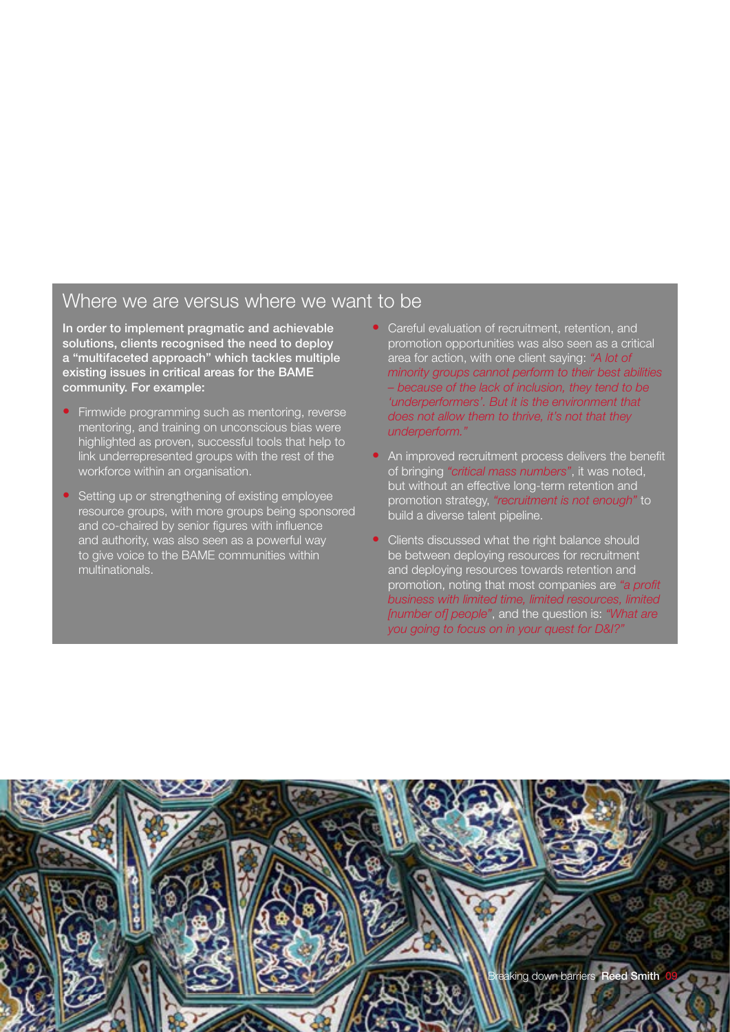## Where we are versus where we want to be

**In order to implement pragmatic and achievable solutions, clients recognised the need to deploy a "multifaceted approach" which tackles multiple existing issues in critical areas for the BAME community. For example:**

- Firmwide programming such as mentoring, reverse mentoring, and training on unconscious bias were highlighted as proven, successful tools that help to link underrepresented groups with the rest of the workforce within an organisation.
- Setting up or strengthening of existing employee resource groups, with more groups being sponsored and co-chaired by senior figures with influence and authority, was also seen as a powerful way to give voice to the BAME communities within multinationals.
- Careful evaluation of recruitment, retention, and promotion opportunities was also seen as a critical area for action, with one client saying: *"A lot of minority groups cannot perform to their best abilities – because of the lack of inclusion, they tend to be 'underperformers'. But it is the environment that does not allow them to thrive, it's not that they underperform."*
- An improved recruitment process delivers the benefit of bringing *"critical mass numbers"*, it was noted, but without an effective long-term retention and promotion strategy, *"recruitment is not enough"* to build a diverse talent pipeline.
- Clients discussed what the right balance should be between deploying resources for recruitment and deploying resources towards retention and promotion, noting that most companies are *"a profit business with limited time, limited resources, limited [number of] people"*, and the question is: *"What are you going to focus on in your quest for D&I?"*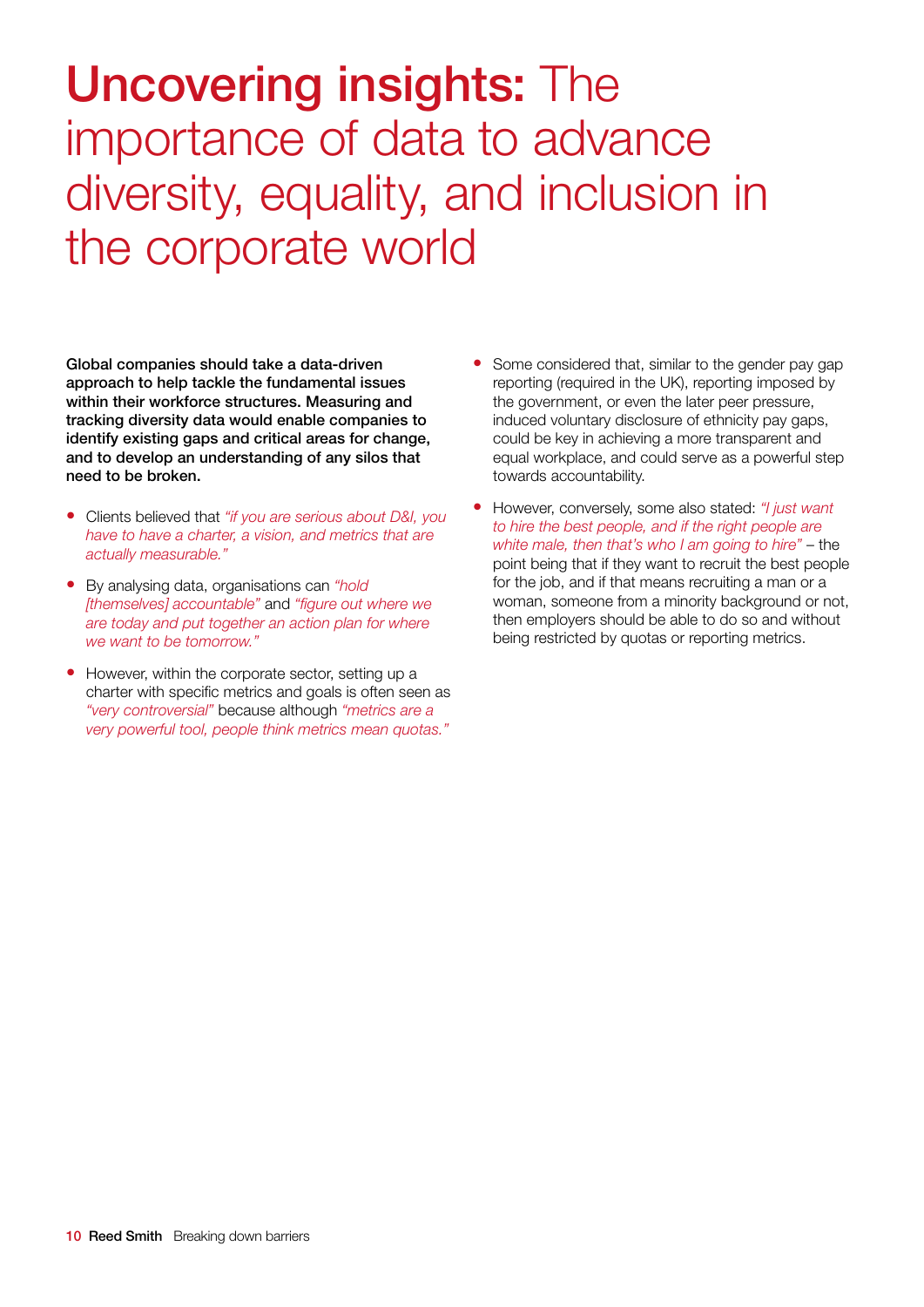# **Uncovering insights:** The importance of data to advance diversity, equality, and inclusion in the corporate world

**Global companies should take a data-driven approach to help tackle the fundamental issues within their workforce structures. Measuring and tracking diversity data would enable companies to identify existing gaps and critical areas for change, and to develop an understanding of any silos that need to be broken.**

- Clients believed that *"if you are serious about D&I, you have to have a charter, a vision, and metrics that are actually measurable."*
- By analysing data, organisations can *"hold [themselves] accountable"* and *"figure out where we are today and put together an action plan for where we want to be tomorrow."*
- However, within the corporate sector, setting up a charter with specific metrics and goals is often seen as *"very controversial"* because although *"metrics are a very powerful tool, people think metrics mean quotas."*
- Some considered that, similar to the gender pay gap reporting (required in the UK), reporting imposed by the government, or even the later peer pressure, induced voluntary disclosure of ethnicity pay gaps, could be key in achieving a more transparent and equal workplace, and could serve as a powerful step towards accountability.
- However, conversely, some also stated: *"I just want to hire the best people, and if the right people are white male, then that's who I am going to hire"* – the point being that if they want to recruit the best people for the job, and if that means recruiting a man or a woman, someone from a minority background or not, then employers should be able to do so and without being restricted by quotas or reporting metrics.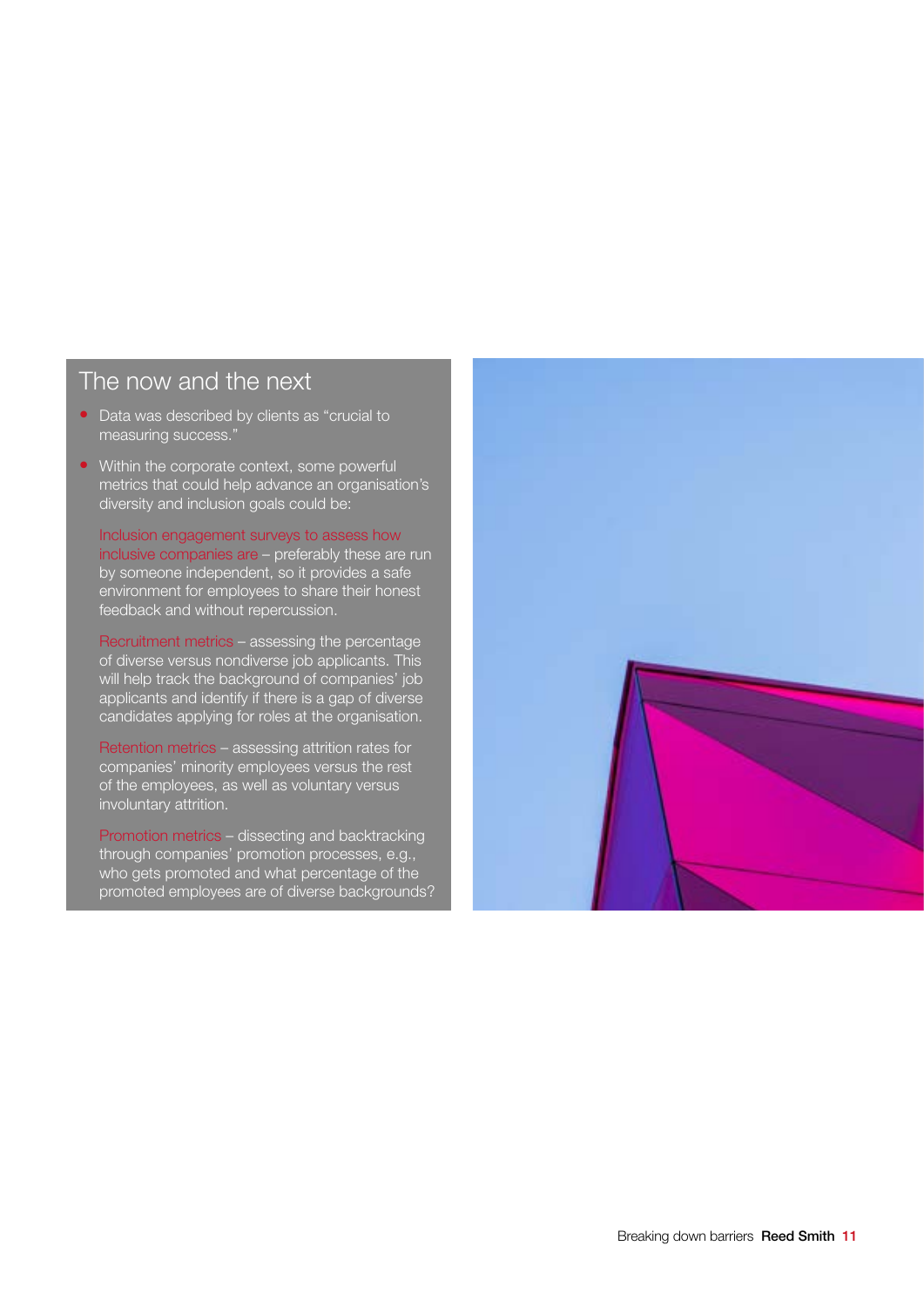## The now and the next

- Data was described by clients as "crucial to measuring success."
- Within the corporate context, some powerful metrics that could help advance an organisation's diversity and inclusion goals could be:

  Inclusion engagement surveys to assess how inclusive companies are – preferably these are run by someone independent, so it provides a safe environment for employees to share their honest feedback and without repercussion.

  Recruitment metrics – assessing the percentage of diverse versus nondiverse job applicants. This will help track the background of companies' job applicants and identify if there is a gap of diverse candidates applying for roles at the organisation.

  Retention metrics – assessing attrition rates for companies' minority employees versus the rest of the employees, as well as voluntary versus involuntary attrition.

  Promotion metrics – dissecting and backtracking through companies' promotion processes, e.g., who gets promoted and what percentage of the promoted employees are of diverse backgrounds?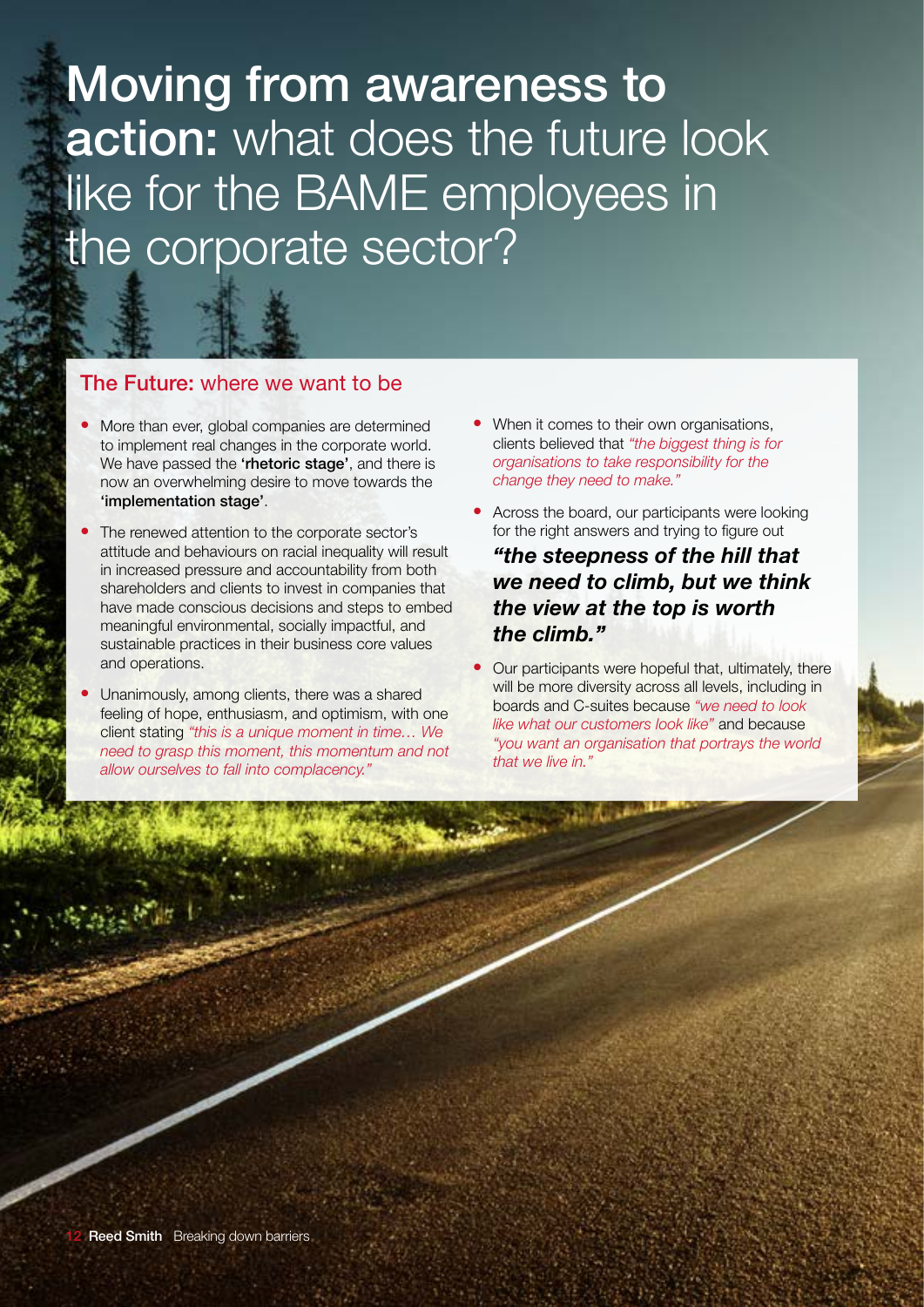# **Moving from awareness to action:** what does the future look like for the BAME employees in the corporate sector?

## **The Future:** where we want to be

- More than ever, global companies are determined to implement real changes in the corporate world. We have passed the **'rhetoric stage'**, and there is now an overwhelming desire to move towards the **'implementation stage'**.
- The renewed attention to the corporate sector's attitude and behaviours on racial inequality will result in increased pressure and accountability from both shareholders and clients to invest in companies that have made conscious decisions and steps to embed meaningful environmental, socially impactful, and sustainable practices in their business core values and operations.
- Unanimously, among clients, there was a shared feeling of hope, enthusiasm, and optimism, with one client stating *"this is a unique moment in time… We need to grasp this moment, this momentum and not allow ourselves to fall into complacency."*
- When it comes to their own organisations, clients believed that *"the biggest thing is for organisations to take responsibility for the change they need to make."*
- Across the board, our participants were looking for the right answers and trying to figure out ***"the steepness of the hill that we need to climb, but we think the view at the top is worth the climb."***
- Our participants were hopeful that, ultimately, there will be more diversity across all levels, including in boards and C-suites because *"we need to look like what our customers look like"* and because *"you want an organisation that portrays the world that we live in."*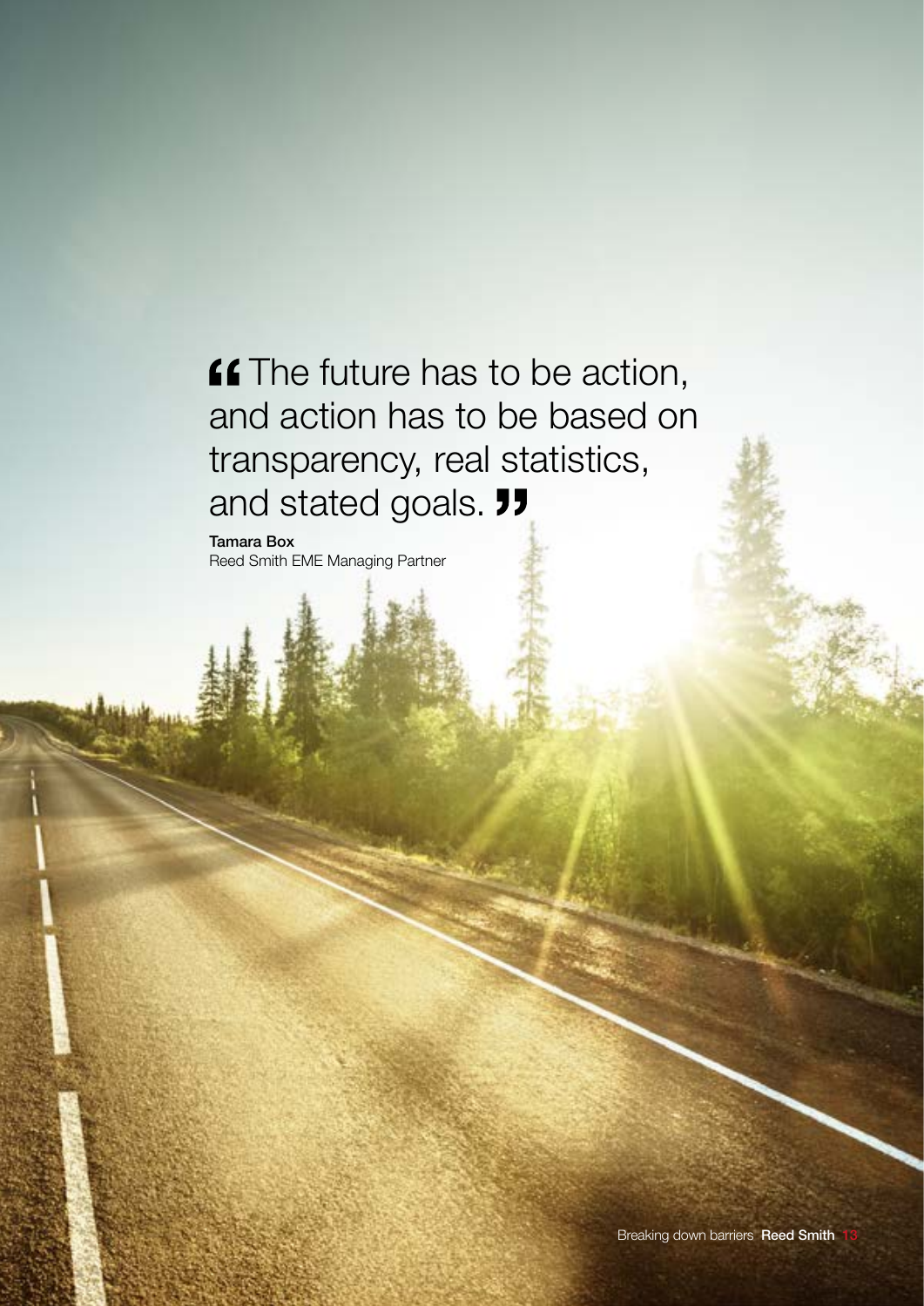> The future has to be action, and action has to be based on transparency, real statistics, and stated goals.

**Tamara Box**
Reed Smith EME Managing Partner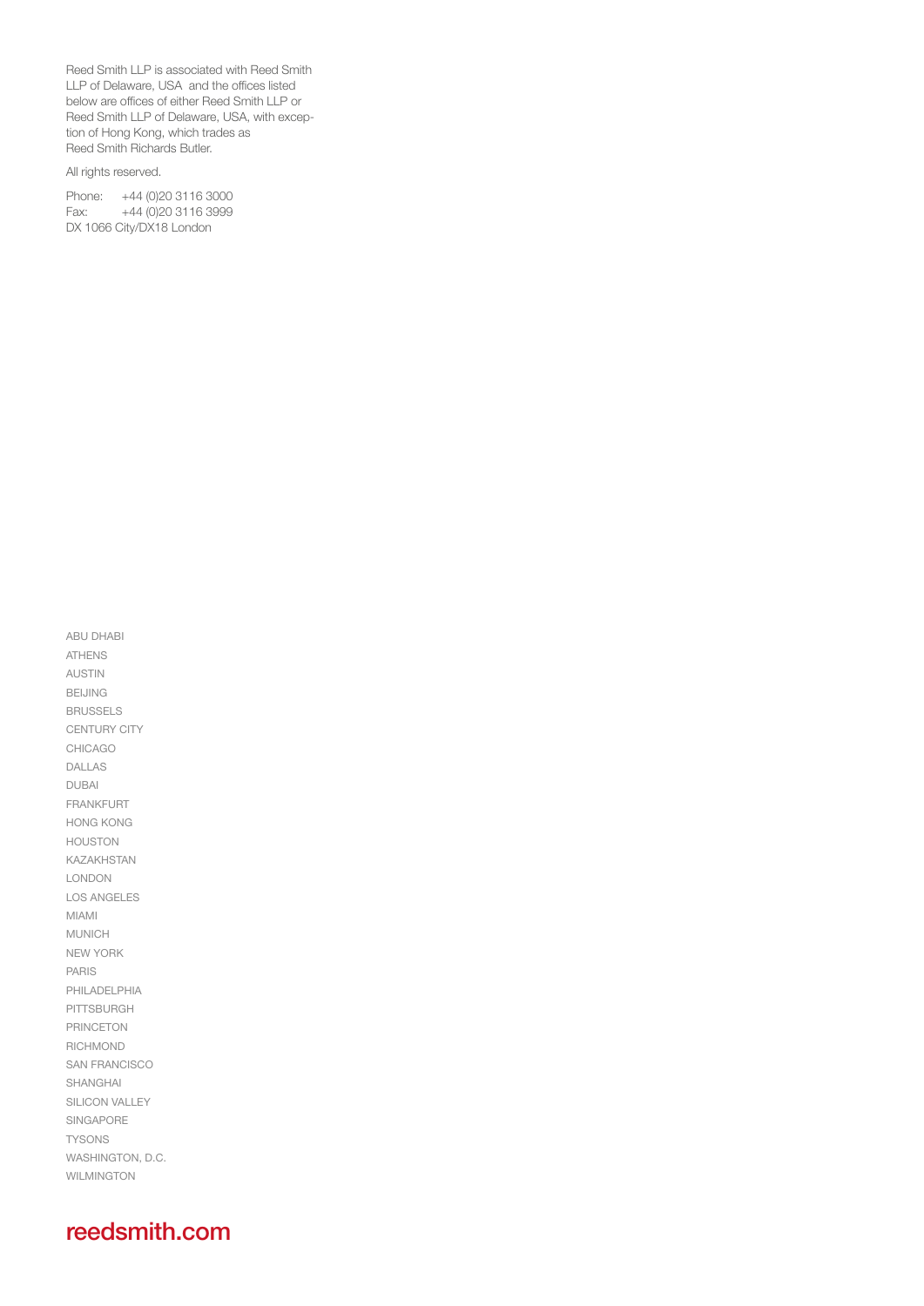Reed Smith LLP is associated with Reed Smith LLP of Delaware, USA and the offices listed below are offices of either Reed Smith LLP or Reed Smith LLP of Delaware, USA, with exception of Hong Kong, which trades as Reed Smith Richards Butler.

All rights reserved.

Phone: +44 (0)20 3116 3000
Fax: +44 (0)20 3116 3999
DX 1066 City/DX18 London

ABU DHABI
ATHENS
AUSTIN
BEIJING
BRUSSELS
CENTURY CITY
CHICAGO
DALLAS
DUBAI
FRANKFURT
HONG KONG
HOUSTON
KAZAKHSTAN
LONDON
LOS ANGELES
MIAMI
MUNICH
NEW YORK
PARIS
PHILADELPHIA
PITTSBURGH
PRINCETON
RICHMOND
SAN FRANCISCO
SHANGHAI
SILICON VALLEY
SINGAPORE
TYSONS
WASHINGTON, D.C.
WILMINGTON

**reedsmith.com**